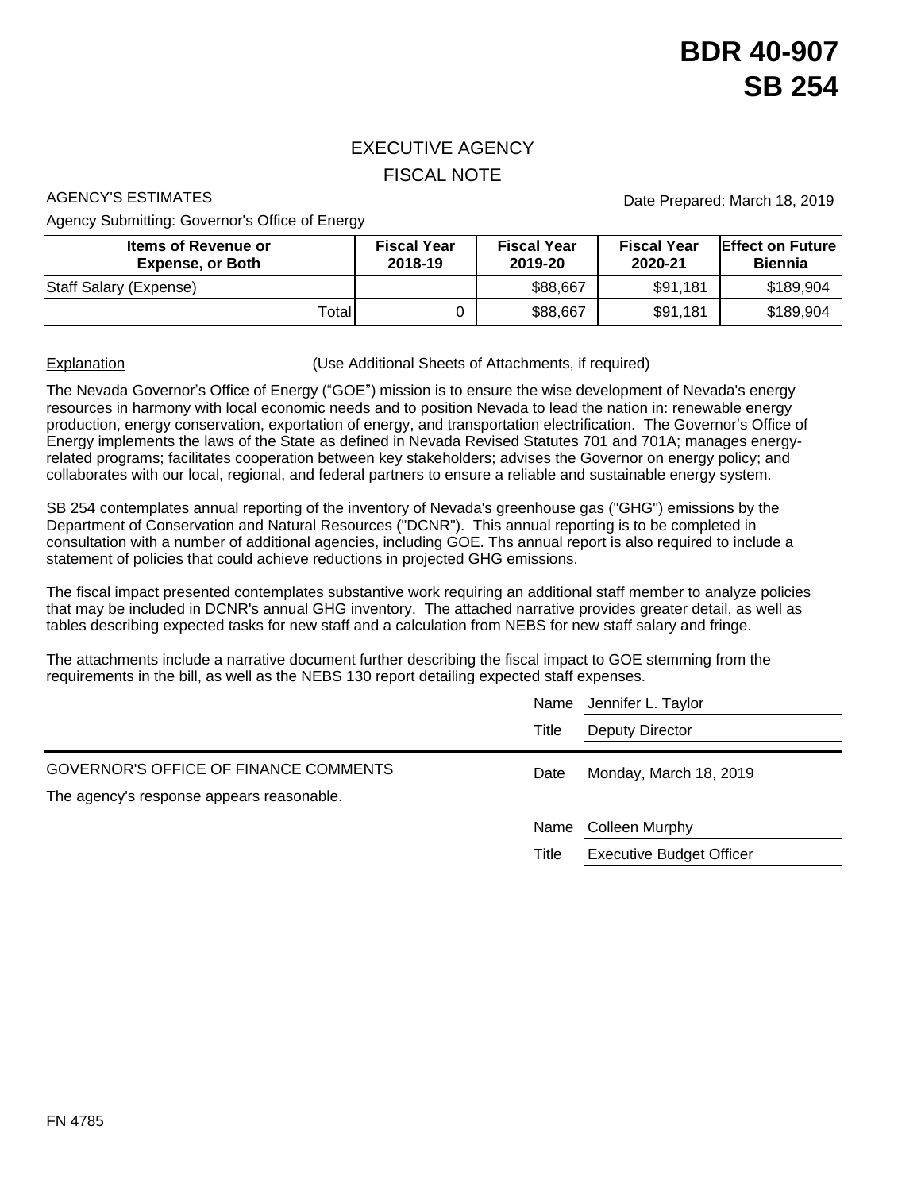# BDR 40-907
# SB 254

## EXECUTIVE AGENCY
## FISCAL NOTE

AGENCY'S ESTIMATES

Date Prepared: March 18, 2019

Agency Submitting: Governor's Office of Energy

| Items of Revenue or Expense, or Both | Fiscal Year 2018-19 | Fiscal Year 2019-20 | Fiscal Year 2020-21 | Effect on Future Biennia |
|---|---|---|---|---|
| Staff Salary (Expense) | | $88,667 | $91,181 | $189,904 |
| Total | 0 | $88,667 | $91,181 | $189,904 |

Explanation (Use Additional Sheets of Attachments, if required)

The Nevada Governor's Office of Energy ("GOE") mission is to ensure the wise development of Nevada's energy resources in harmony with local economic needs and to position Nevada to lead the nation in: renewable energy production, energy conservation, exportation of energy, and transportation electrification. The Governor's Office of Energy implements the laws of the State as defined in Nevada Revised Statutes 701 and 701A; manages energy-related programs; facilitates cooperation between key stakeholders; advises the Governor on energy policy; and collaborates with our local, regional, and federal partners to ensure a reliable and sustainable energy system.

SB 254 contemplates annual reporting of the inventory of Nevada's greenhouse gas ("GHG") emissions by the Department of Conservation and Natural Resources ("DCNR"). This annual reporting is to be completed in consultation with a number of additional agencies, including GOE. Ths annual report is also required to include a statement of policies that could achieve reductions in projected GHG emissions.

The fiscal impact presented contemplates substantive work requiring an additional staff member to analyze policies that may be included in DCNR's annual GHG inventory. The attached narrative provides greater detail, as well as tables describing expected tasks for new staff and a calculation from NEBS for new staff salary and fringe.

The attachments include a narrative document further describing the fiscal impact to GOE stemming from the requirements in the bill, as well as the NEBS 130 report detailing expected staff expenses.

Name: Jennifer L. Taylor
Title: Deputy Director

GOVERNOR'S OFFICE OF FINANCE COMMENTS

Date: Monday, March 18, 2019

The agency's response appears reasonable.

Name: Colleen Murphy
Title: Executive Budget Officer

FN 4785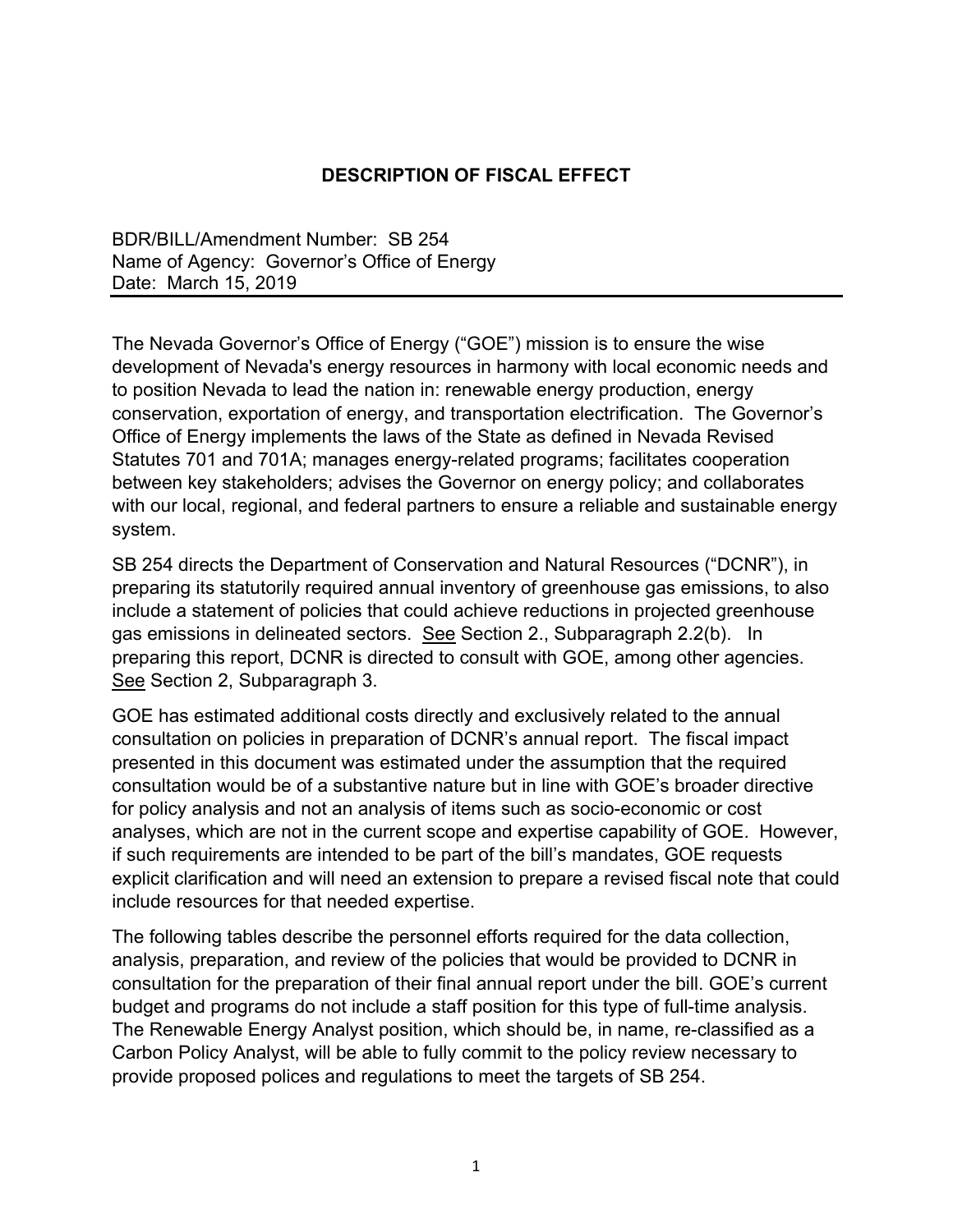## DESCRIPTION OF FISCAL EFFECT

BDR/BILL/Amendment Number: SB 254
Name of Agency: Governor's Office of Energy
Date: March 15, 2019

---

The Nevada Governor's Office of Energy ("GOE") mission is to ensure the wise development of Nevada's energy resources in harmony with local economic needs and to position Nevada to lead the nation in: renewable energy production, energy conservation, exportation of energy, and transportation electrification. The Governor's Office of Energy implements the laws of the State as defined in Nevada Revised Statutes 701 and 701A; manages energy-related programs; facilitates cooperation between key stakeholders; advises the Governor on energy policy; and collaborates with our local, regional, and federal partners to ensure a reliable and sustainable energy system.

SB 254 directs the Department of Conservation and Natural Resources ("DCNR"), in preparing its statutorily required annual inventory of greenhouse gas emissions, to also include a statement of policies that could achieve reductions in projected greenhouse gas emissions in delineated sectors. See Section 2., Subparagraph 2.2(b). In preparing this report, DCNR is directed to consult with GOE, among other agencies. See Section 2, Subparagraph 3.

GOE has estimated additional costs directly and exclusively related to the annual consultation on policies in preparation of DCNR's annual report. The fiscal impact presented in this document was estimated under the assumption that the required consultation would be of a substantive nature but in line with GOE's broader directive for policy analysis and not an analysis of items such as socio-economic or cost analyses, which are not in the current scope and expertise capability of GOE. However, if such requirements are intended to be part of the bill's mandates, GOE requests explicit clarification and will need an extension to prepare a revised fiscal note that could include resources for that needed expertise.

The following tables describe the personnel efforts required for the data collection, analysis, preparation, and review of the policies that would be provided to DCNR in consultation for the preparation of their final annual report under the bill. GOE's current budget and programs do not include a staff position for this type of full-time analysis. The Renewable Energy Analyst position, which should be, in name, re-classified as a Carbon Policy Analyst, will be able to fully commit to the policy review necessary to provide proposed polices and regulations to meet the targets of SB 254.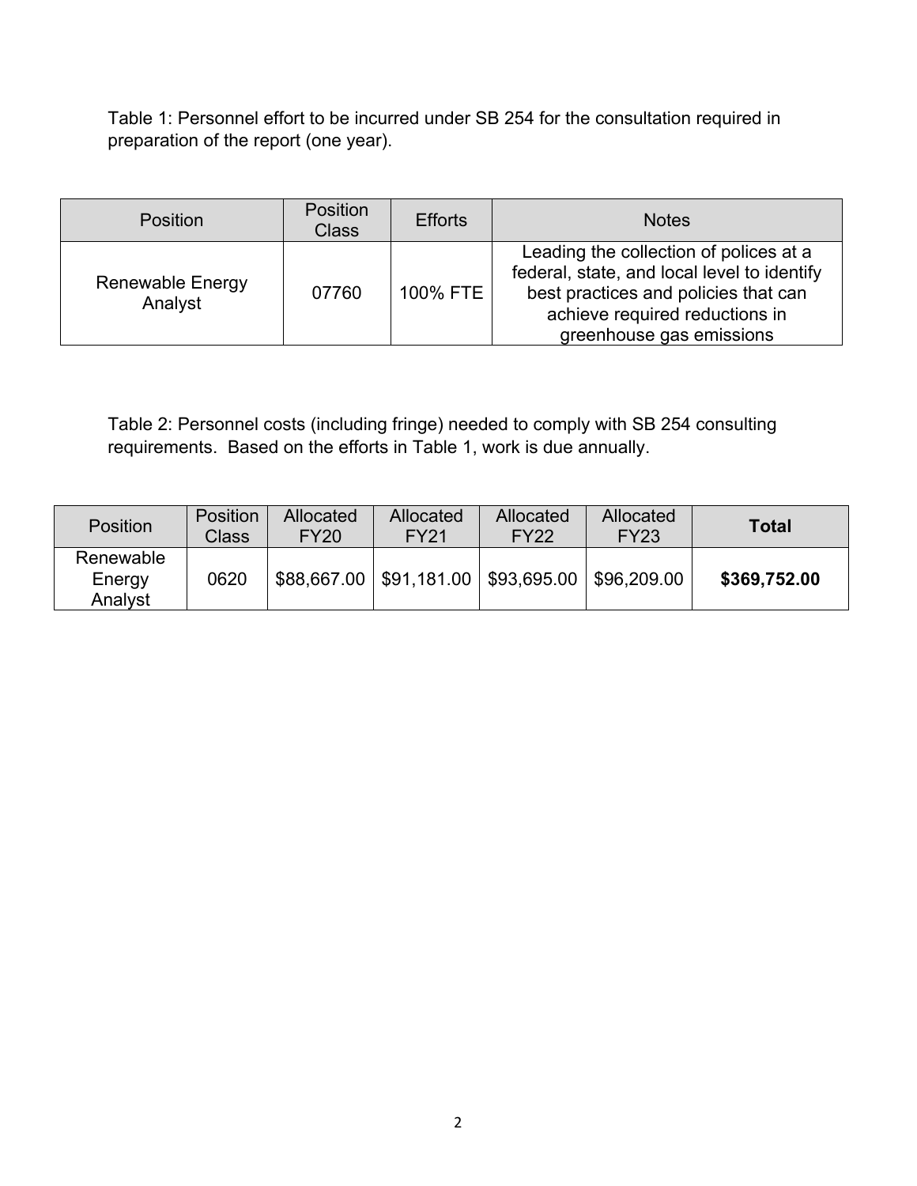Table 1: Personnel effort to be incurred under SB 254 for the consultation required in preparation of the report (one year).

| Position | Position Class | Efforts | Notes |
|---|---|---|---|
| Renewable Energy Analyst | 07760 | 100% FTE | Leading the collection of polices at a federal, state, and local level to identify best practices and policies that can achieve required reductions in greenhouse gas emissions |

Table 2: Personnel costs (including fringe) needed to comply with SB 254 consulting requirements. Based on the efforts in Table 1, work is due annually.

| Position | Position Class | Allocated FY20 | Allocated FY21 | Allocated FY22 | Allocated FY23 | **Total** |
|---|---|---|---|---|---|---|
| Renewable Energy Analyst | 0620 | $88,667.00 | $91,181.00 | $93,695.00 | $96,209.00 | **$369,752.00** |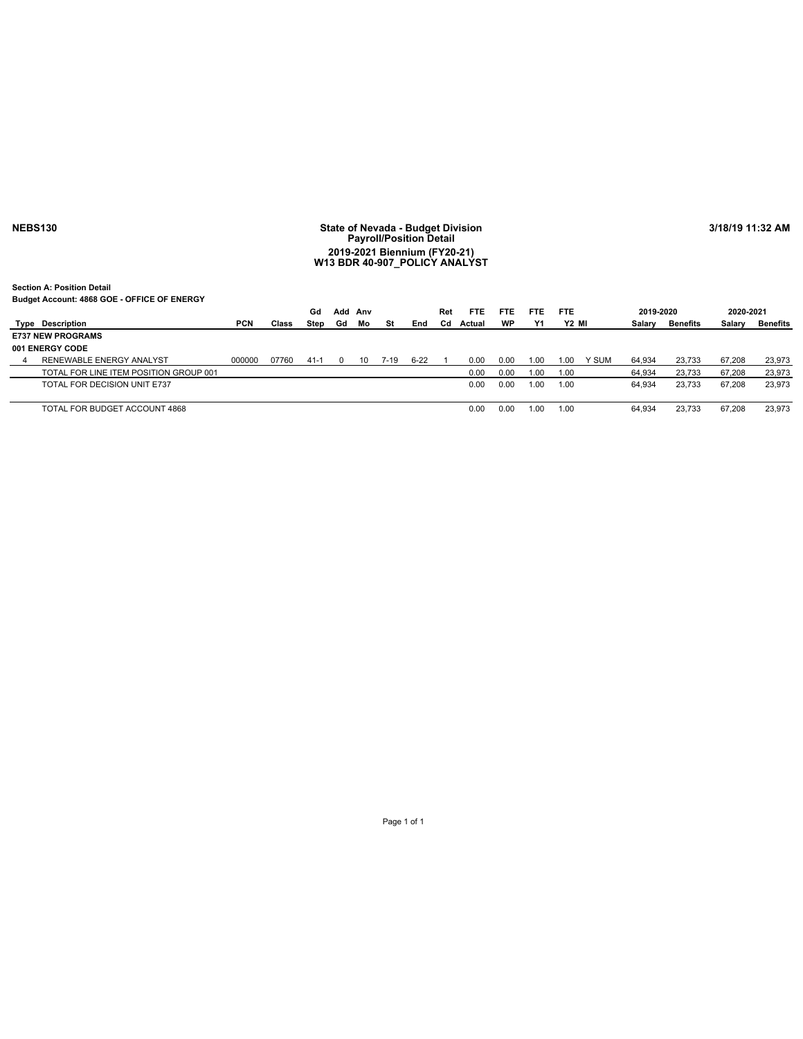NEBS130

# State of Nevada - Budget Division
## Payroll/Position Detail
## 2019-2021 Biennium (FY20-21)
## W13 BDR 40-907_POLICY ANALYST

3/18/19 11:32 AM

**Section A: Position Detail**

**Budget Account: 4868 GOE - OFFICE OF ENERGY**

| Type | Description | PCN | Class | Gd Step | Add Gd | Anv Mo | St | End | Ret Cd | FTE Actual | FTE WP | FTE Y1 | FTE Y2 | MI | 2019-2020 Salary | 2019-2020 Benefits | 2020-2021 Salary | 2020-2021 Benefits |
|---|---|---|---|---|---|---|---|---|---|---|---|---|---|---|---|---|---|---|
| **E737 NEW PROGRAMS** | | | | | | | | | | | | | | | | | | |
| **001 ENERGY CODE** | | | | | | | | | | | | | | | | | | |
| 4 | RENEWABLE ENERGY ANALYST | 000000 | 07760 | 41-1 | 0 | 10 | 7-19 | 6-22 | 1 | 0.00 | 0.00 | 1.00 | 1.00 | Y SUM | 64,934 | 23,733 | 67,208 | 23,973 |
| | TOTAL FOR LINE ITEM POSITION GROUP 001 | | | | | | | | | 0.00 | 0.00 | 1.00 | 1.00 | | 64,934 | 23,733 | 67,208 | 23,973 |
| | TOTAL FOR DECISION UNIT E737 | | | | | | | | | 0.00 | 0.00 | 1.00 | 1.00 | | 64,934 | 23,733 | 67,208 | 23,973 |
| | TOTAL FOR BUDGET ACCOUNT 4868 | | | | | | | | | 0.00 | 0.00 | 1.00 | 1.00 | | 64,934 | 23,733 | 67,208 | 23,973 |